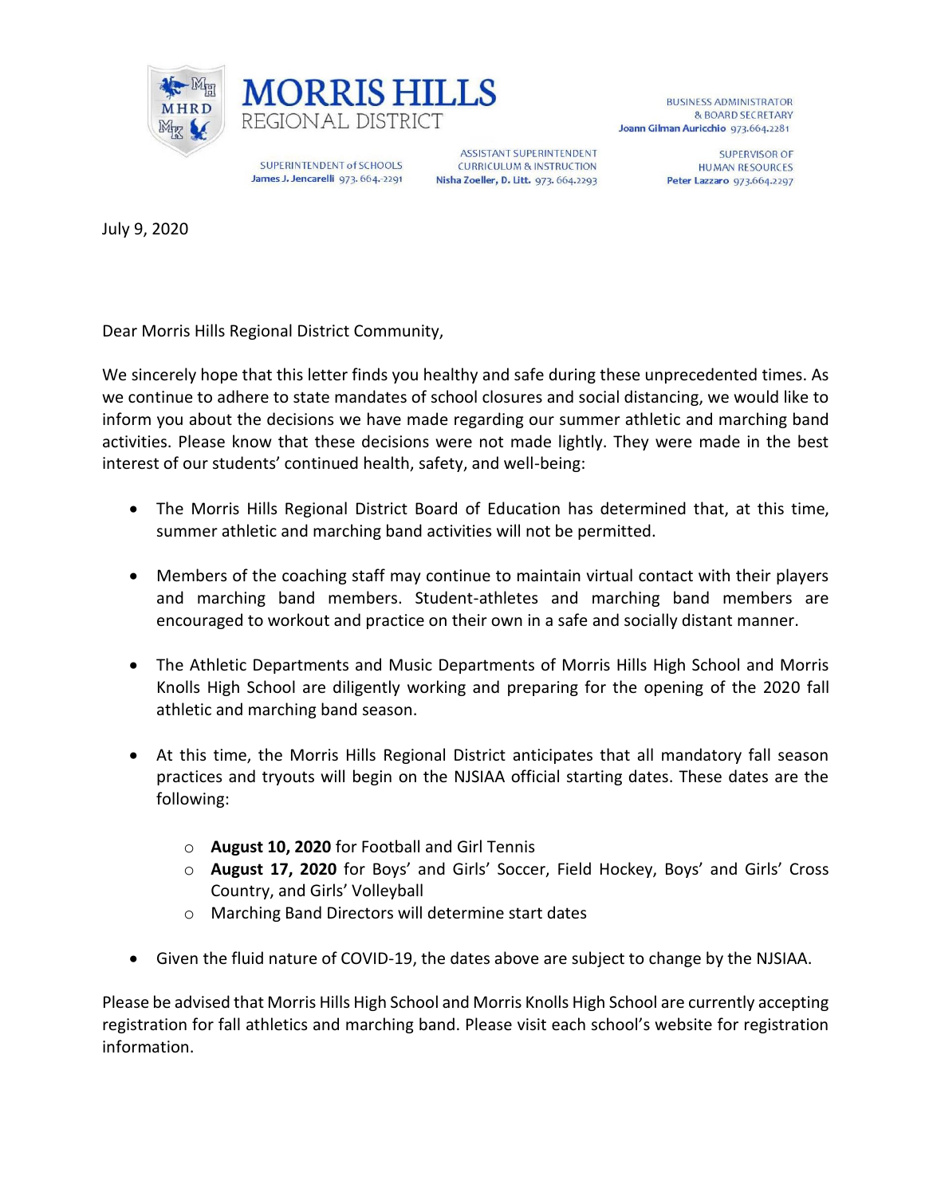# MORRIS HILLS
REGIONAL DISTRICT

BUSINESS ADMINISTRATOR
& BOARD SECRETARY
**Joann Gilman Auricchio** 973.664.2281

SUPERINTENDENT of SCHOOLS
**James J. Jencarelli** 973.664.2291

ASSISTANT SUPERINTENDENT
CURRICULUM & INSTRUCTION
**Nisha Zoeller, D. Litt.** 973.664.2293

SUPERVISOR OF
HUMAN RESOURCES
**Peter Lazzaro** 973.664.2297

July 9, 2020

Dear Morris Hills Regional District Community,

We sincerely hope that this letter finds you healthy and safe during these unprecedented times. As we continue to adhere to state mandates of school closures and social distancing, we would like to inform you about the decisions we have made regarding our summer athletic and marching band activities. Please know that these decisions were not made lightly. They were made in the best interest of our students' continued health, safety, and well-being:

- The Morris Hills Regional District Board of Education has determined that, at this time, summer athletic and marching band activities will not be permitted.
- Members of the coaching staff may continue to maintain virtual contact with their players and marching band members. Student-athletes and marching band members are encouraged to workout and practice on their own in a safe and socially distant manner.
- The Athletic Departments and Music Departments of Morris Hills High School and Morris Knolls High School are diligently working and preparing for the opening of the 2020 fall athletic and marching band season.
- At this time, the Morris Hills Regional District anticipates that all mandatory fall season practices and tryouts will begin on the NJSIAA official starting dates. These dates are the following:
  - **August 10, 2020** for Football and Girl Tennis
  - **August 17, 2020** for Boys' and Girls' Soccer, Field Hockey, Boys' and Girls' Cross Country, and Girls' Volleyball
  - Marching Band Directors will determine start dates
- Given the fluid nature of COVID-19, the dates above are subject to change by the NJSIAA.

Please be advised that Morris Hills High School and Morris Knolls High School are currently accepting registration for fall athletics and marching band. Please visit each school's website for registration information.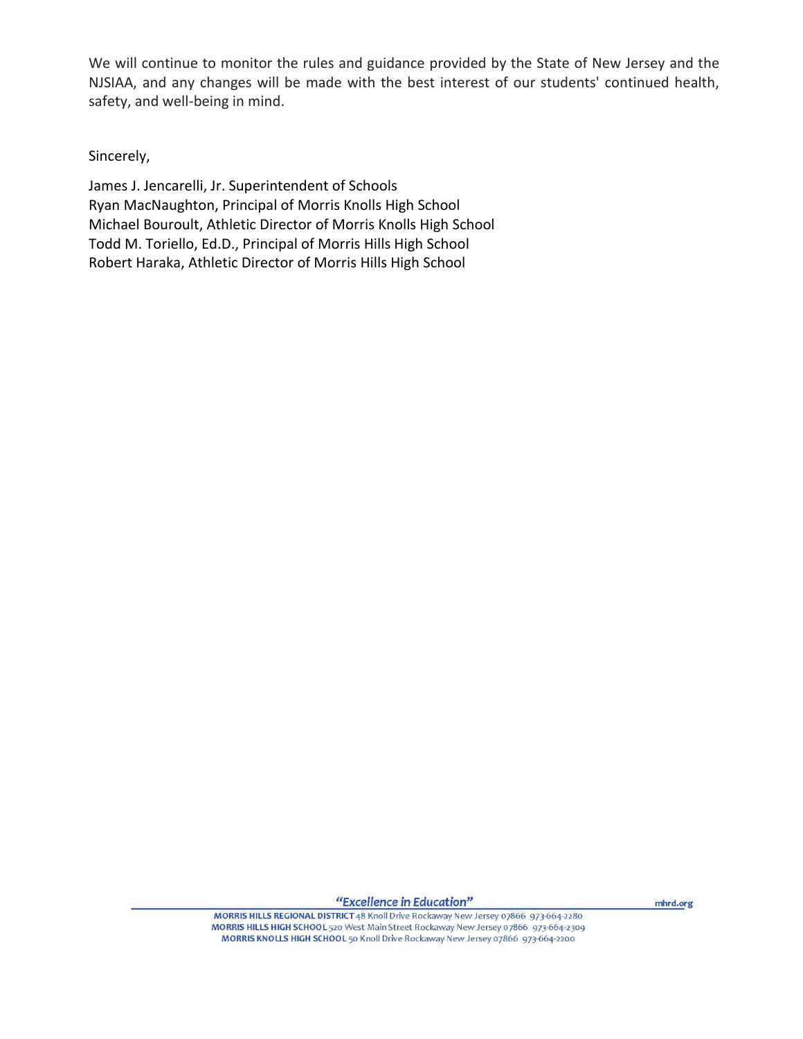We will continue to monitor the rules and guidance provided by the State of New Jersey and the NJSIAA, and any changes will be made with the best interest of our students' continued health, safety, and well-being in mind.

Sincerely,

James J. Jencarelli, Jr. Superintendent of Schools
Ryan MacNaughton, Principal of Morris Knolls High School
Michael Bouroult, Athletic Director of Morris Knolls High School
Todd M. Toriello, Ed.D., Principal of Morris Hills High School
Robert Haraka, Athletic Director of Morris Hills High School